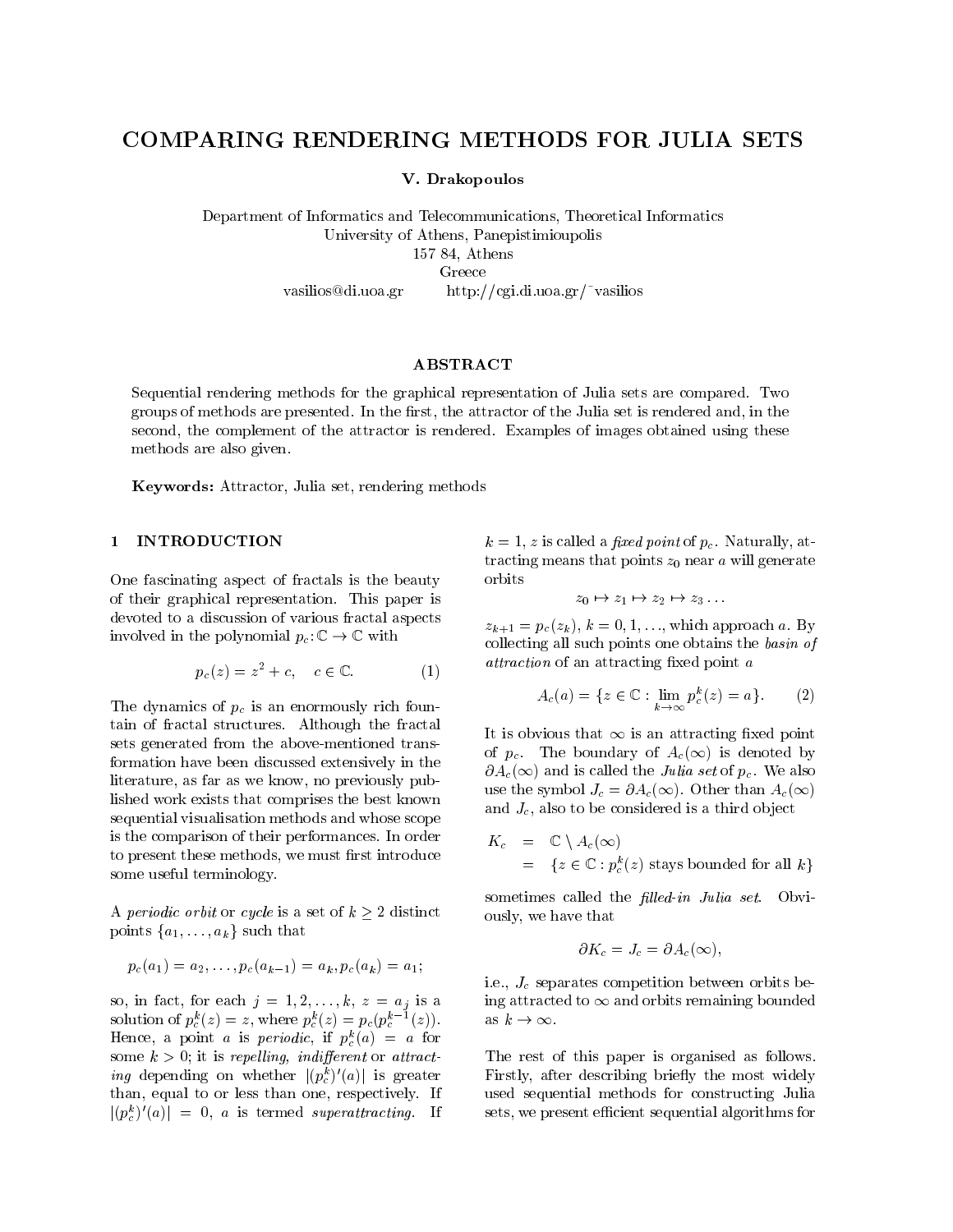# COMPARING RENDERING METHODS FOR JULIA SETS

**V. Drakopoulos**

Department of Informatics and Telecommunications, Theoretical Informatics
University of Athens, Panepistimioupolis
157 84, Athens
Greece
vasilios@di.uoa.gr http://cgi.di.uoa.gr/~vasilios

## ABSTRACT

Sequential rendering methods for the graphical representation of Julia sets are compared. Two groups of methods are presented. In the first, the attractor of the Julia set is rendered and, in the second, the complement of the attractor is rendered. Examples of images obtained using these methods are also given.

**Keywords:** Attractor, Julia set, rendering methods

## 1 INTRODUCTION

One fascinating aspect of fractals is the beauty of their graphical representation. This paper is devoted to a discussion of various fractal aspects involved in the polynomial $p_c : \mathbb{C} \to \mathbb{C}$ with

$$p_c(z) = z^2 + c, \quad c \in \mathbb{C}. \tag{1}$$

The dynamics of $p_c$ is an enormously rich fountain of fractal structures. Although the fractal sets generated from the above-mentioned transformation have been discussed extensively in the literature, as far as we know, no previously published work exists that comprises the best known sequential visualisation methods and whose scope is the comparison of their performances. In order to present these methods, we must first introduce some useful terminology.

A *periodic orbit* or *cycle* is a set of $k \geq 2$ distinct points $\{a_1, \ldots, a_k\}$ such that

$$p_c(a_1) = a_2, \ldots, p_c(a_{k-1}) = a_k, p_c(a_k) = a_1;$$

so, in fact, for each $j = 1, 2, \ldots, k$, $z = a_j$ is a solution of $p_c^k(z) = z$, where $p_c^k(z) = p_c(p_c^{k-1}(z))$. Hence, a point $a$ is *periodic*, if $p_c^k(a) = a$ for some $k > 0$; it is *repelling, indifferent* or *attracting* depending on whether $|(p_c^k)'(a)|$ is greater than, equal to or less than one, respectively. If $|(p_c^k)'(a)| = 0$, $a$ is termed *superattracting*. If $k = 1$, $z$ is called a *fixed point* of $p_c$. Naturally, attracting means that points $z_0$ near $a$ will generate orbits

$$z_0 \mapsto z_1 \mapsto z_2 \mapsto z_3 \ldots$$

$z_{k+1} = p_c(z_k)$, $k = 0, 1, \ldots$, which approach $a$. By collecting all such points one obtains the *basin of attraction* of an attracting fixed point $a$

$$A_c(a) = \{z \in \mathbb{C} : \lim_{k \to \infty} p_c^k(z) = a\}. \tag{2}$$

It is obvious that $\infty$ is an attracting fixed point of $p_c$. The boundary of $A_c(\infty)$ is denoted by $\partial A_c(\infty)$ and is called the *Julia set* of $p_c$. We also use the symbol $J_c = \partial A_c(\infty)$. Other than $A_c(\infty)$ and $J_c$, also to be considered is a third object

$$\begin{aligned} K_c &= \mathbb{C} \setminus A_c(\infty) \\ &= \{z \in \mathbb{C} : p_c^k(z) \text{ stays bounded for all } k\} \end{aligned}$$

sometimes called the *filled-in Julia set*. Obviously, we have that

$$\partial K_c = J_c = \partial A_c(\infty),$$

i.e., $J_c$ separates competition between orbits being attracted to $\infty$ and orbits remaining bounded as $k \to \infty$.

The rest of this paper is organised as follows. Firstly, after describing briefly the most widely used sequential methods for constructing Julia sets, we present efficient sequential algorithms for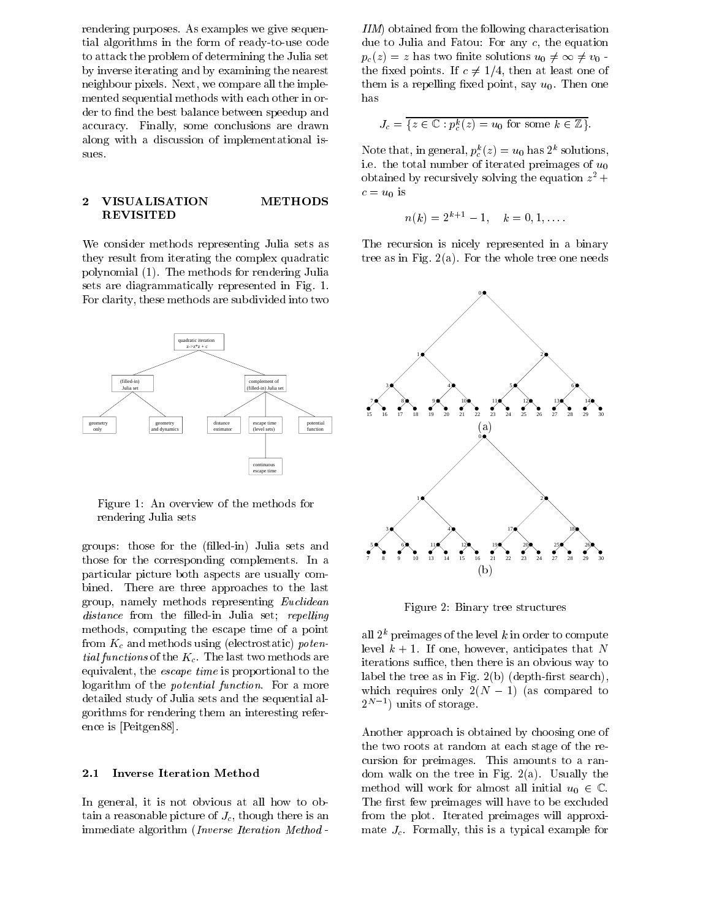rendering purposes. As examples we give sequential algorithms in the form of ready-to-use code to attack the problem of determining the Julia set by inverse iterating and by examining the nearest neighbour pixels. Next, we compare all the implemented sequential methods with each other in order to find the best balance between speedup and accuracy. Finally, some conclusions are drawn along with a discussion of implementational issues.

## 2 VISUALISATION METHODS REVISITED

We consider methods representing Julia sets as they result from iterating the complex quadratic polynomial (1). The methods for rendering Julia sets are diagrammatically represented in Fig. 1. For clarity, these methods are subdivided into two

Figure 1: An overview of the methods for rendering Julia sets

groups: those for the (filled-in) Julia sets and those for the corresponding complements. In a particular picture both aspects are usually combined. There are three approaches to the last group, namely methods representing *Euclidean distance* from the filled-in Julia set; *repelling* methods, computing the escape time of a point from $K_c$ and methods using (electrostatic) *potential functions* of the $K_c$. The last two methods are equivalent, the *escape time* is proportional to the logarithm of the *potential function*. For a more detailed study of Julia sets and the sequential algorithms for rendering them an interesting reference is [Peitgen88].

### 2.1 Inverse Iteration Method

In general, it is not obvious at all how to obtain a reasonable picture of $J_c$, though there is an immediate algorithm (*Inverse Iteration Method* - *IIM*) obtained from the following characterisation due to Julia and Fatou: For any $c$, the equation $p_c(z) = z$ has two finite solutions $u_0 \neq \infty \neq v_0$ - the fixed points. If $c \neq 1/4$, then at least one of them is a repelling fixed point, say $u_0$. Then one has

$$J_c = \overline{\{z \in \mathbb{C} : p_c^k(z) = u_0 \text{ for some } k \in \mathbb{Z}\}}.$$

Note that, in general, $p_c^k(z) = u_0$ has $2^k$ solutions, i.e. the total number of iterated preimages of $u_0$ obtained by recursively solving the equation $z^2 + c = u_0$ is

$$n(k) = 2^{k+1} - 1, \quad k = 0, 1, \ldots.$$

The recursion is nicely represented in a binary tree as in Fig. 2(a). For the whole tree one needs all $2^k$ preimages of the level $k$ in order to compute level $k+1$. If one, however, anticipates that $N$ iterations suffice, then there is an obvious way to label the tree as in Fig. 2(b) (depth-first search), which requires only $2(N-1)$ (as compared to $2^{N-1}$) units of storage.

Figure 2: Binary tree structures

Another approach is obtained by choosing one of the two roots at random at each stage of the recursion for preimages. This amounts to a random walk on the tree in Fig. 2(a). Usually the method will work for almost all initial $u_0 \in \mathbb{C}$. The first few preimages will have to be excluded from the plot. Iterated preimages will approximate $J_c$. Formally, this is a typical example for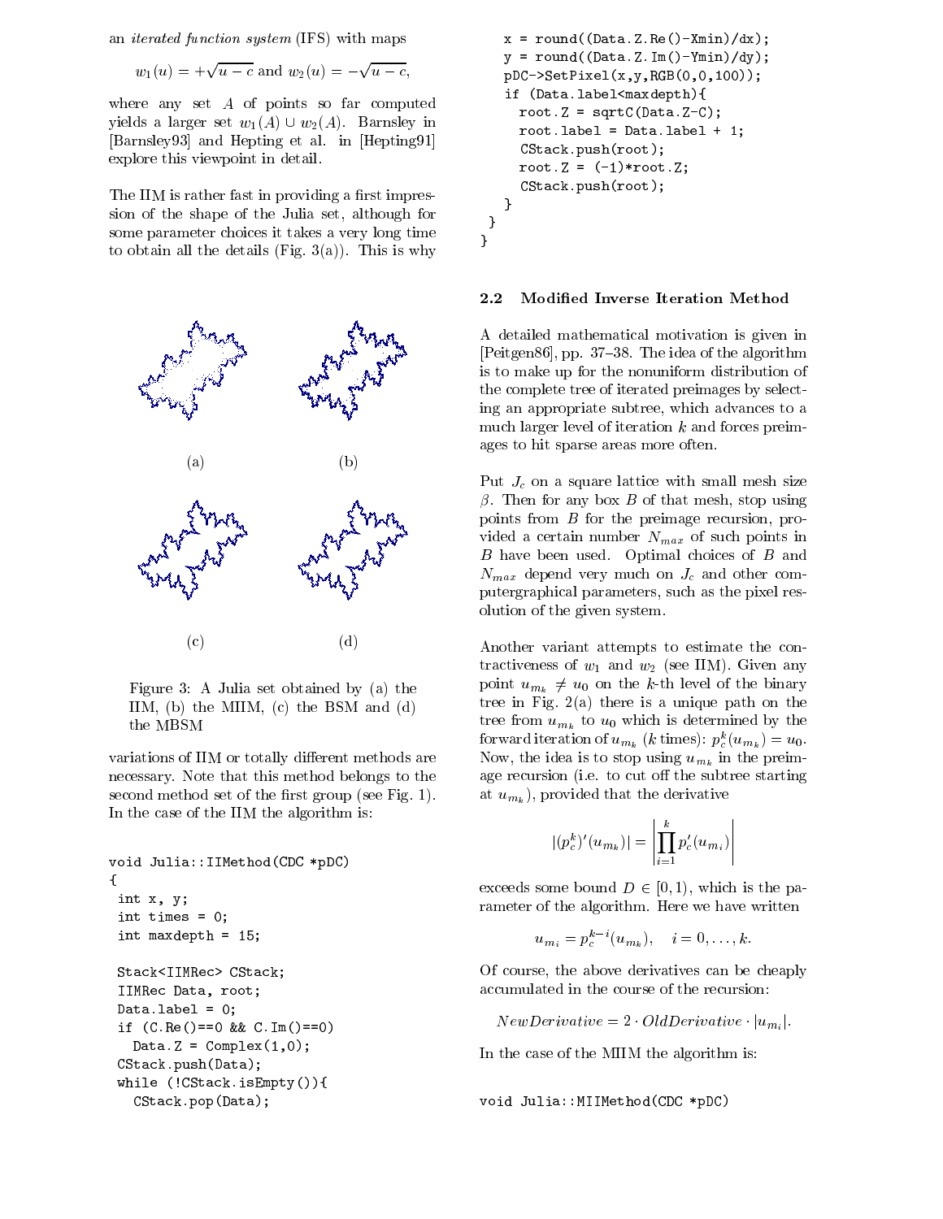an *iterated function system* (IFS) with maps

$$w_1(u) = +\sqrt{u-c} \text{ and } w_2(u) = -\sqrt{u-c},$$

where any set $A$ of points so far computed yields a larger set $w_1(A) \cup w_2(A)$. Barnsley in [Barnsley93] and Hepting et al. in [Hepting91] explore this viewpoint in detail.

The IIM is rather fast in providing a first impression of the shape of the Julia set, although for some parameter choices it takes a very long time to obtain all the details (Fig. 3(a)). This is why variations of IIM or totally different methods are necessary. Note that this method belongs to the second method set of the first group (see Fig. 1). In the case of the IIM the algorithm is:

Figure 3: A Julia set obtained by (a) the IIM, (b) the MIIM, (c) the BSM and (d) the MBSM

```
void Julia::IIMethod(CDC *pDC)
{
 int x, y;
 int times = 0;
 int maxdepth = 15;

 Stack<IIMRec> CStack;
 IIMRec Data, root;
 Data.label = 0;
 if (C.Re()==0 && C.Im()==0)
   Data.Z = Complex(1,0);
 CStack.push(Data);
 while (!CStack.isEmpty()){
   CStack.pop(Data);
   x = round((Data.Z.Re()-Xmin)/dx);
   y = round((Data.Z.Im()-Ymin)/dy);
   pDC->SetPixel(x,y,RGB(0,0,100));
   if (Data.label<maxdepth){
     root.Z = sqrtC(Data.Z-C);
     root.label = Data.label + 1;
     CStack.push(root);
     root.Z = (-1)*root.Z;
     CStack.push(root);
   }
 }
}
```

### 2.2 Modified Inverse Iteration Method

A detailed mathematical motivation is given in [Peitgen86], pp. 37–38. The idea of the algorithm is to make up for the nonuniform distribution of the complete tree of iterated preimages by selecting an appropriate subtree, which advances to a much larger level of iteration $k$ and forces preimages to hit sparse areas more often.

Put $J_c$ on a square lattice with small mesh size $\beta$. Then for any box $B$ of that mesh, stop using points from $B$ for the preimage recursion, provided a certain number $N_{max}$ of such points in $B$ have been used. Optimal choices of $B$ and $N_{max}$ depend very much on $J_c$ and other computergraphical parameters, such as the pixel resolution of the given system.

Another variant attempts to estimate the contractiveness of $w_1$ and $w_2$ (see IIM). Given any point $u_{m_k} \neq u_0$ on the $k$-th level of the binary tree in Fig. 2(a) there is a unique path on the tree from $u_{m_k}$ to $u_0$ which is determined by the forward iteration of $u_{m_k}$ ($k$ times): $p_c^k(u_{m_k}) = u_0$. Now, the idea is to stop using $u_{m_k}$ in the preimage recursion (i.e. to cut off the subtree starting at $u_{m_k}$), provided that the derivative

$$|(p_c^k)'(u_{m_k})| = \left| \prod_{i=1}^{k} p_c'(u_{m_i}) \right|$$

exceeds some bound $D \in [0, 1)$, which is the parameter of the algorithm. Here we have written

$$u_{m_i} = p_c^{k-i}(u_{m_k}), \quad i = 0, \ldots, k.$$

Of course, the above derivatives can be cheaply accumulated in the course of the recursion:

$$NewDerivative = 2 \cdot OldDerivative \cdot |u_{m_i}|.$$

In the case of the MIIM the algorithm is:

```
void Julia::MIIMethod(CDC *pDC)
```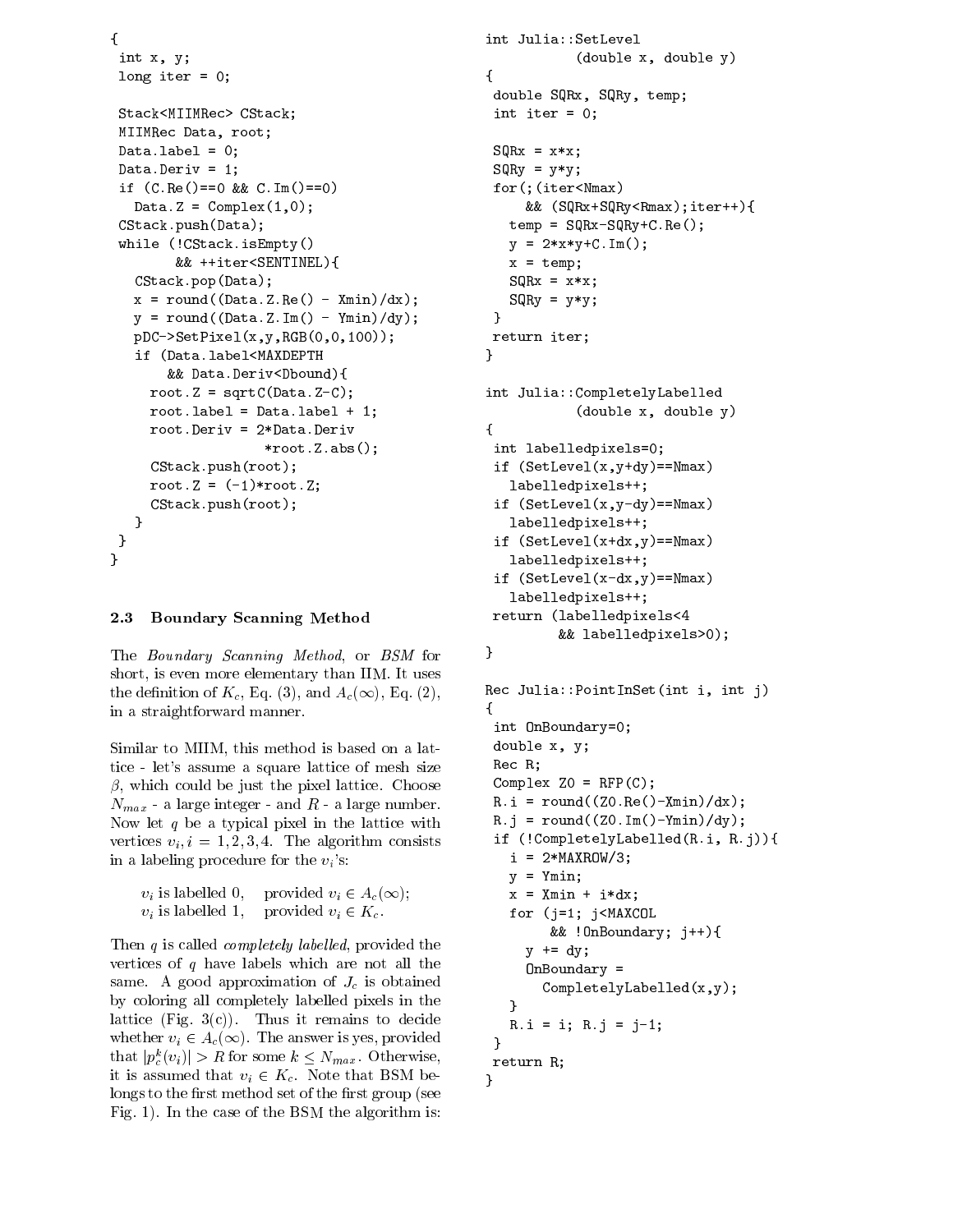```
{
 int x, y;
 long iter = 0;

 Stack<MIIMRec> CStack;
 MIIMRec Data, root;
 Data.label = 0;
 Data.Deriv = 1;
 if (C.Re()==0 && C.Im()==0)
   Data.Z = Complex(1,0);
 CStack.push(Data);
 while (!CStack.isEmpty()
        && ++iter<SENTINEL){
   CStack.pop(Data);
   x = round((Data.Z.Re() - Xmin)/dx);
   y = round((Data.Z.Im() - Ymin)/dy);
   pDC->SetPixel(x,y,RGB(0,0,100));
   if (Data.label<MAXDEPTH
       && Data.Deriv<Dbound){
     root.Z = sqrtC(Data.Z-C);
     root.label = Data.label + 1;
     root.Deriv = 2*Data.Deriv
                  *root.Z.abs();
     CStack.push(root);
     root.Z = (-1)*root.Z;
     CStack.push(root);
   }
 }
}
```

### 2.3 Boundary Scanning Method

The *Boundary Scanning Method*, or *BSM* for short, is even more elementary than IIM. It uses the definition of $K_c$, Eq. (3), and $A_c(\infty)$, Eq. (2), in a straightforward manner.

Similar to MIIM, this method is based on a lattice - let's assume a square lattice of mesh size $\beta$, which could be just the pixel lattice. Choose $N_{max}$ - a large integer - and $R$ - a large number. Now let $q$ be a typical pixel in the lattice with vertices $v_i, i = 1,2,3,4$. The algorithm consists in a labeling procedure for the $v_i$'s:

$v_i$ is labelled 0, provided $v_i \in A_c(\infty)$;
$v_i$ is labelled 1, provided $v_i \in K_c$.

Then $q$ is called *completely labelled*, provided the vertices of $q$ have labels which are not all the same. A good approximation of $J_c$ is obtained by coloring all completely labelled pixels in the lattice (Fig. 3(c)). Thus it remains to decide whether $v_i \in A_c(\infty)$. The answer is yes, provided that $|p_c^k(v_i)| > R$ for some $k \leq N_{max}$. Otherwise, it is assumed that $v_i \in K_c$. Note that BSM belongs to the first method set of the first group (see Fig. 1). In the case of the BSM the algorithm is:

```
int Julia::SetLevel
          (double x, double y)
{
 double SQRx, SQRy, temp;
 int iter = 0;

 SQRx = x*x;
 SQRy = y*y;
 for(;(iter<Nmax)
     && (SQRx+SQRy<Rmax);iter++){
   temp = SQRx-SQRy+C.Re();
   y = 2*x*y+C.Im();
   x = temp;
   SQRx = x*x;
   SQRy = y*y;
 }
 return iter;
}

int Julia::CompletelyLabelled
          (double x, double y)
{
 int labelledpixels=0;
 if (SetLevel(x,y+dy)==Nmax)
   labelledpixels++;
 if (SetLevel(x,y-dy)==Nmax)
   labelledpixels++;
 if (SetLevel(x+dx,y)==Nmax)
   labelledpixels++;
 if (SetLevel(x-dx,y)==Nmax)
   labelledpixels++;
 return (labelledpixels<4
         && labelledpixels>0);
}

Rec Julia::PointInSet(int i, int j)
{
 int OnBoundary=0;
 double x, y;
 Rec R;
 Complex Z0 = RFP(C);
 R.i = round((Z0.Re()-Xmin)/dx);
 R.j = round((Z0.Im()-Ymin)/dy);
 if (!CompletelyLabelled(R.i, R.j)){
   i = 2*MAXROW/3;
   y = Ymin;
   x = Xmin + i*dx;
   for (j=1; j<MAXCOL
        && !OnBoundary; j++){
     y += dy;
     OnBoundary =
       CompletelyLabelled(x,y);
   }
   R.i = i; R.j = j-1;
 }
 return R;
}
```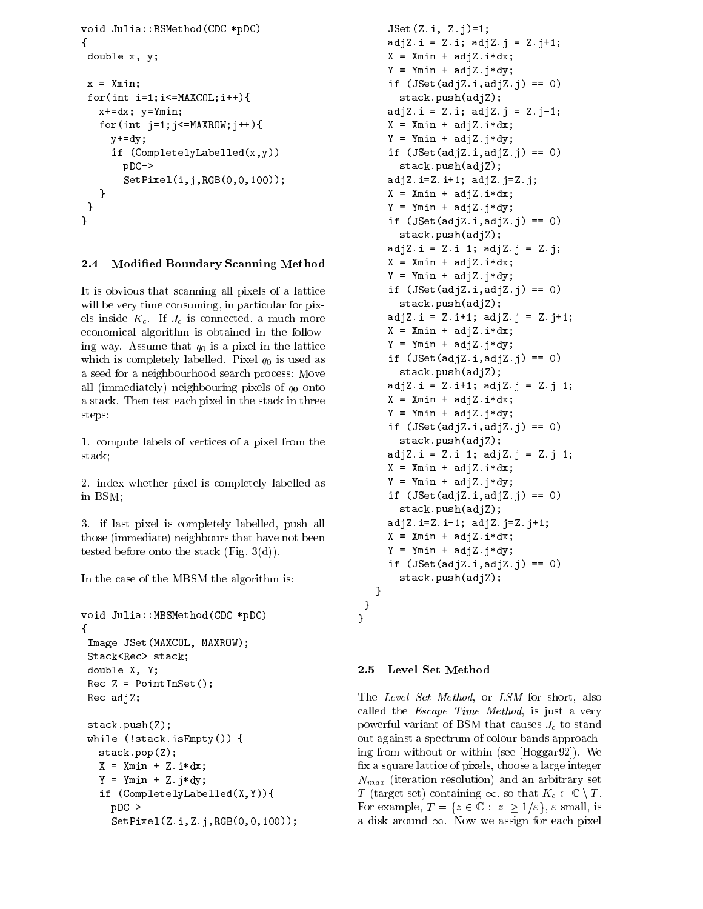```
void Julia::BSMethod(CDC *pDC)
{
 double x, y;

 x = Xmin;
 for(int i=1;i<=MAXCOL;i++){
   x+=dx; y=Ymin;
   for(int j=1;j<=MAXROW;j++){
     y+=dy;
     if (CompletelyLabelled(x,y))
       pDC->
       SetPixel(i,j,RGB(0,0,100));
   }
 }
}
```

### 2.4 Modified Boundary Scanning Method

It is obvious that scanning all pixels of a lattice will be very time consuming, in particular for pixels inside $K_c$. If $J_c$ is connected, a much more economical algorithm is obtained in the following way. Assume that $q_0$ is a pixel in the lattice which is completely labelled. Pixel $q_0$ is used as a seed for a neighbourhood search process: Move all (immediately) neighbouring pixels of $q_0$ onto a stack. Then test each pixel in the stack in three steps:

1. compute labels of vertices of a pixel from the stack;

2. index whether pixel is completely labelled as in BSM;

3. if last pixel is completely labelled, push all those (immediate) neighbours that have not been tested before onto the stack (Fig. 3(d)).

In the case of the MBSM the algorithm is:

```
void Julia::MBSMethod(CDC *pDC)
{
 Image JSet(MAXCOL, MAXROW);
 Stack<Rec> stack;
 double X, Y;
 Rec Z = PointInSet();
 Rec adjZ;

 stack.push(Z);
 while (!stack.isEmpty()) {
   stack.pop(Z);
   X = Xmin + Z.i*dx;
   Y = Ymin + Z.j*dy;
   if (CompletelyLabelled(X,Y)){
     pDC->
     SetPixel(Z.i,Z.j,RGB(0,0,100));
     JSet(Z.i, Z.j)=1;
     adjZ.i = Z.i; adjZ.j = Z.j+1;
     X = Xmin + adjZ.i*dx;
     Y = Ymin + adjZ.j*dy;
     if (JSet(adjZ.i,adjZ.j) == 0)
       stack.push(adjZ);
     adjZ.i = Z.i; adjZ.j = Z.j-1;
     X = Xmin + adjZ.i*dx;
     Y = Ymin + adjZ.j*dy;
     if (JSet(adjZ.i,adjZ.j) == 0)
       stack.push(adjZ);
     adjZ.i=Z.i+1; adjZ.j=Z.j;
     X = Xmin + adjZ.i*dx;
     Y = Ymin + adjZ.j*dy;
     if (JSet(adjZ.i,adjZ.j) == 0)
       stack.push(adjZ);
     adjZ.i = Z.i-1; adjZ.j = Z.j;
     X = Xmin + adjZ.i*dx;
     Y = Ymin + adjZ.j*dy;
     if (JSet(adjZ.i,adjZ.j) == 0)
       stack.push(adjZ);
     adjZ.i = Z.i+1; adjZ.j = Z.j+1;
     X = Xmin + adjZ.i*dx;
     Y = Ymin + adjZ.j*dy;
     if (JSet(adjZ.i,adjZ.j) == 0)
       stack.push(adjZ);
     adjZ.i = Z.i+1; adjZ.j = Z.j-1;
     X = Xmin + adjZ.i*dx;
     Y = Ymin + adjZ.j*dy;
     if (JSet(adjZ.i,adjZ.j) == 0)
       stack.push(adjZ);
     adjZ.i = Z.i-1; adjZ.j = Z.j-1;
     X = Xmin + adjZ.i*dx;
     Y = Ymin + adjZ.j*dy;
     if (JSet(adjZ.i,adjZ.j) == 0)
       stack.push(adjZ);
     adjZ.i=Z.i-1; adjZ.j=Z.j+1;
     X = Xmin + adjZ.i*dx;
     Y = Ymin + adjZ.j*dy;
     if (JSet(adjZ.i,adjZ.j) == 0)
       stack.push(adjZ);
   }
 }
}
```

### 2.5 Level Set Method

The *Level Set Method*, or *LSM* for short, also called the *Escape Time Method*, is just a very powerful variant of BSM that causes $J_c$ to stand out against a spectrum of colour bands approaching from without or within (see [Hoggar92]). We fix a square lattice of pixels, choose a large integer $N_{max}$ (iteration resolution) and an arbitrary set $T$ (target set) containing $\infty$, so that $K_c \subset \mathbb{C} \setminus T$. For example, $T = \{z \in \mathbb{C} : |z| \geq 1/\varepsilon\}$, $\varepsilon$ small, is a disk around $\infty$. Now we assign for each pixel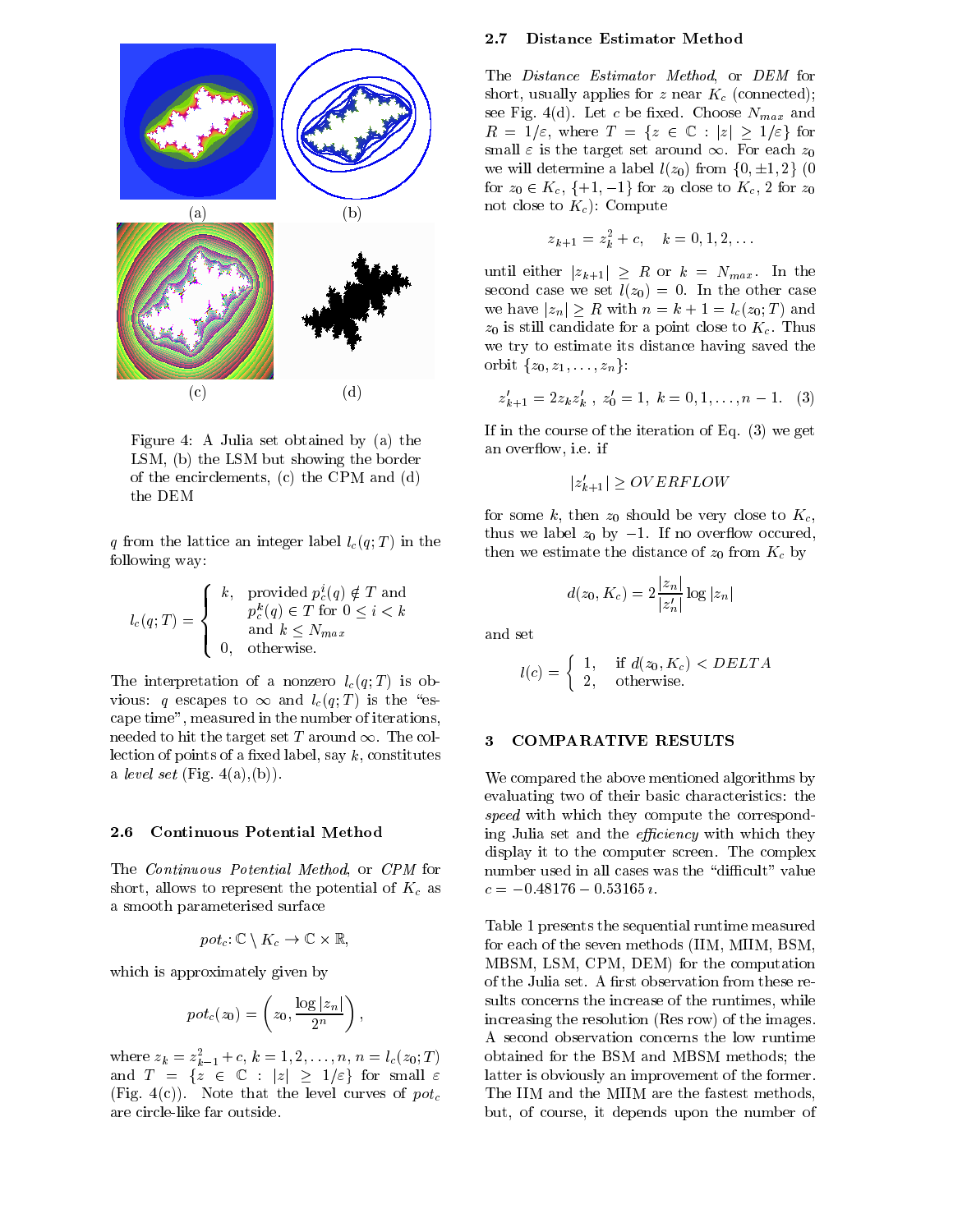(a) (b)

(c) (d)

Figure 4: A Julia set obtained by (a) the LSM, (b) the LSM but showing the border of the encirclements, (c) the CPM and (d) the DEM

$q$ from the lattice an integer label $l_c(q;T)$ in the following way:

$$l_c(q;T) = \begin{cases} k, & \text{provided } p_c^i(q) \notin T \text{ and} \\ & p_c^k(q) \in T \text{ for } 0 \leq i < k \\ & \text{and } k \leq N_{max} \\ 0, & \text{otherwise.} \end{cases}$$

The interpretation of a nonzero $l_c(q;T)$ is obvious: $q$ escapes to $\infty$ and $l_c(q;T)$ is the "escape time", measured in the number of iterations, needed to hit the target set $T$ around $\infty$. The collection of points of a fixed label, say $k$, constitutes a *level set* (Fig. 4(a),(b)).

### 2.6 Continuous Potential Method

The *Continuous Potential Method*, or *CPM* for short, allows to represent the potential of $K_c$ as a smooth parameterised surface

$$pot_c \colon \mathbb{C} \setminus K_c \to \mathbb{C} \times \mathbb{R},$$

which is approximately given by

$$pot_c(z_0) = \left( z_0, \frac{\log |z_n|}{2^n} \right),$$

where $z_k = z_{k-1}^2 + c$, $k = 1, 2, \ldots, n$, $n = l_c(z_0;T)$ and $T = \{z \in \mathbb{C} : |z| \geq 1/\varepsilon\}$ for small $\varepsilon$ (Fig. 4(c)). Note that the level curves of $pot_c$ are circle-like far outside.

### 2.7 Distance Estimator Method

The *Distance Estimator Method*, or *DEM* for short, usually applies for $z$ near $K_c$ (connected); see Fig. 4(d). Let $c$ be fixed. Choose $N_{max}$ and $R = 1/\varepsilon$, where $T = \{z \in \mathbb{C} : |z| \geq 1/\varepsilon\}$ for small $\varepsilon$ is the target set around $\infty$. For each $z_0$ we will determine a label $l(z_0)$ from $\{0, \pm 1, 2\}$ ($0$ for $z_0 \in K_c$, $\{+1, -1\}$ for $z_0$ close to $K_c$, $2$ for $z_0$ not close to $K_c$): Compute

$$z_{k+1} = z_k^2 + c, \quad k = 0, 1, 2, \ldots$$

until either $|z_{k+1}| \geq R$ or $k = N_{max}$. In the second case we set $l(z_0) = 0$. In the other case we have $|z_n| \geq R$ with $n = k + 1 = l_c(z_0;T)$ and $z_0$ is still candidate for a point close to $K_c$. Thus we try to estimate its distance having saved the orbit $\{z_0, z_1, \ldots, z_n\}$:

$$z'_{k+1} = 2 z_k z'_k \,, \; z'_0 = 1, \; k = 0, 1, \ldots, n-1. \quad (3)$$

If in the course of the iteration of Eq. (3) we get an overflow, i.e. if

$$|z'_{k+1}| \geq OVERFLOW$$

for some $k$, then $z_0$ should be very close to $K_c$, thus we label $z_0$ by $-1$. If no overflow occured, then we estimate the distance of $z_0$ from $K_c$ by

$$d(z_0, K_c) = 2 \frac{|z_n|}{|z'_n|} \log |z_n|$$

and set

$$l(c) = \begin{cases} 1, & \text{if } d(z_0, K_c) < DELTA \\ 2, & \text{otherwise.} \end{cases}$$

## 3 COMPARATIVE RESULTS

We compared the above mentioned algorithms by evaluating two of their basic characteristics: the *speed* with which they compute the corresponding Julia set and the *efficiency* with which they display it to the computer screen. The complex number used in all cases was the "difficult" value $c = -0.48176 - 0.53165\,\imath$.

Table 1 presents the sequential runtime measured for each of the seven methods (IIM, MIIM, BSM, MBSM, LSM, CPM, DEM) for the computation of the Julia set. A first observation from these results concerns the increase of the runtimes, while increasing the resolution (Res row) of the images. A second observation concerns the low runtime obtained for the BSM and MBSM methods; the latter is obviously an improvement of the former. The IIM and the MIIM are the fastest methods, but, of course, it depends upon the number of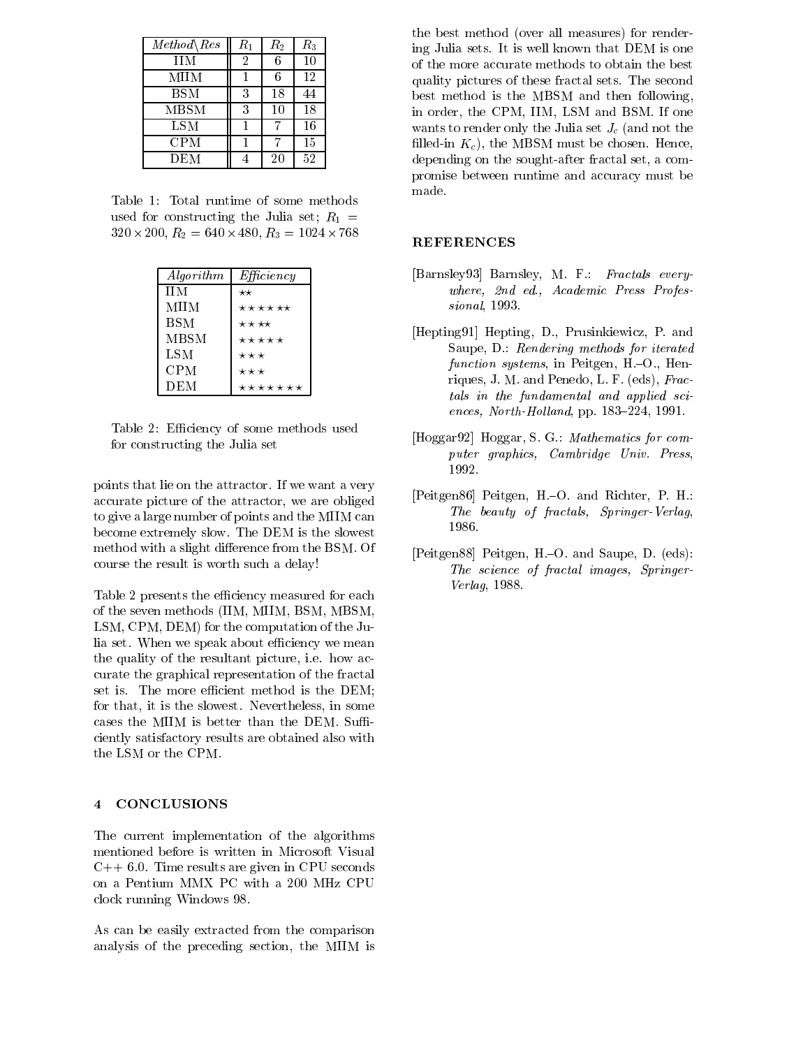| *Method\Res* | $R_1$ | $R_2$ | $R_3$ |
|---|---|---|---|
| IIM | 2 | 6 | 10 |
| MIIM | 1 | 6 | 12 |
| BSM | 3 | 18 | 44 |
| MBSM | 3 | 10 | 18 |
| LSM | 1 | 7 | 16 |
| CPM | 1 | 7 | 15 |
| DEM | 4 | 20 | 52 |

Table 1: Total runtime of some methods used for constructing the Julia set; $R_1 = 320 \times 200$, $R_2 = 640 \times 480$, $R_3 = 1024 \times 768$

| *Algorithm* | *Efficiency* |
|---|---|
| IIM | ⋆⋆ |
| MIIM | ⋆⋆⋆⋆⋆⋆ |
| BSM | ⋆⋆⋆⋆ |
| MBSM | ⋆⋆⋆⋆⋆ |
| LSM | ⋆⋆⋆ |
| CPM | ⋆⋆⋆ |
| DEM | ⋆⋆⋆⋆⋆⋆⋆ |

Table 2: Efficiency of some methods used for constructing the Julia set

points that lie on the attractor. If we want a very accurate picture of the attractor, we are obliged to give a large number of points and the MIIM can become extremely slow. The DEM is the slowest method with a slight difference from the BSM. Of course the result is worth such a delay!

Table 2 presents the efficiency measured for each of the seven methods (IIM, MIIM, BSM, MBSM, LSM, CPM, DEM) for the computation of the Julia set. When we speak about efficiency we mean the quality of the resultant picture, i.e. how accurate the graphical representation of the fractal set is. The more efficient method is the DEM; for that, it is the slowest. Nevertheless, in some cases the MIIM is better than the DEM. Sufficiently satisfactory results are obtained also with the LSM or the CPM.

## 4 CONCLUSIONS

The current implementation of the algorithms mentioned before is written in Microsoft Visual C++ 6.0. Time results are given in CPU seconds on a Pentium MMX PC with a 200 MHz CPU clock running Windows 98.

As can be easily extracted from the comparison analysis of the preceding section, the MIIM is the best method (over all measures) for rendering Julia sets. It is well known that DEM is one of the more accurate methods to obtain the best quality pictures of these fractal sets. The second best method is the MBSM and then following, in order, the CPM, IIM, LSM and BSM. If one wants to render only the Julia set $J_c$ (and not the filled-in $K_c$), the MBSM must be chosen. Hence, depending on the sought-after fractal set, a compromise between runtime and accuracy must be made.

## REFERENCES

[Barnsley93] Barnsley, M. F.: *Fractals everywhere, 2nd ed., Academic Press Professional*, 1993.

[Hepting91] Hepting, D., Prusinkiewicz, P. and Saupe, D.: *Rendering methods for iterated function systems*, in Peitgen, H.–O., Henriques, J. M. and Penedo, L. F. (eds), *Fractals in the fundamental and applied sciences, North-Holland*, pp. 183–224, 1991.

[Hoggar92] Hoggar, S. G.: *Mathematics for computer graphics, Cambridge Univ. Press*, 1992.

[Peitgen86] Peitgen, H.–O. and Richter, P. H.: *The beauty of fractals, Springer-Verlag*, 1986.

[Peitgen88] Peitgen, H.–O. and Saupe, D. (eds): *The science of fractal images, Springer-Verlag*, 1988.